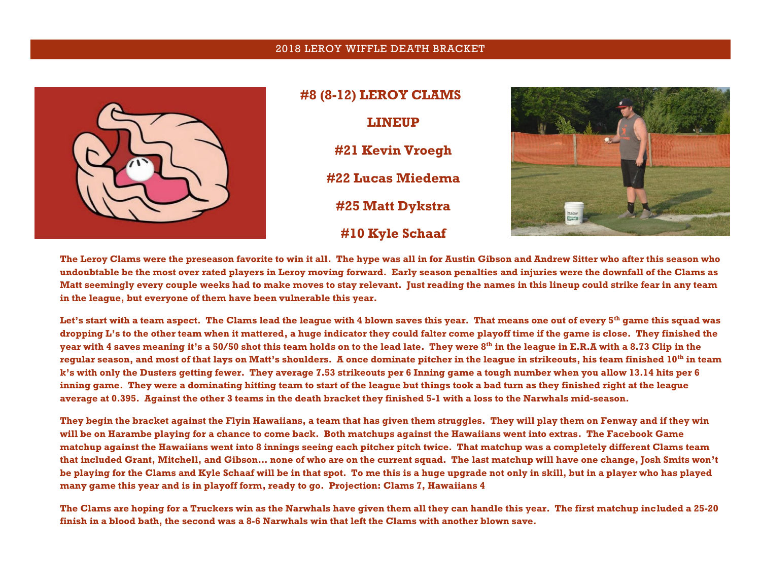2018 LEROY WIFFLE DEATH BRACKET

## #8 (8-12) LEROY CLAMS

### LINEUP

**#21 Kevin Vroegh**

**#22 Lucas Miedema**

**#25 Matt Dykstra**

**#10 Kyle Schaaf**

**The Leroy Clams were the preseason favorite to win it all. The hype was all in for Austin Gibson and Andrew Sitter who after this season who undoubtable be the most over rated players in Leroy moving forward. Early season penalties and injuries were the downfall of the Clams as Matt seemingly every couple weeks had to make moves to stay relevant. Just reading the names in this lineup could strike fear in any team in the league, but everyone of them have been vulnerable this year.**

**Let's start with a team aspect. The Clams lead the league with 4 blown saves this year. That means one out of every 5th game this squad was dropping L's to the other team when it mattered, a huge indicator they could falter come playoff time if the game is close. They finished the year with 4 saves meaning it's a 50/50 shot this team holds on to the lead late. They were 8th in the league in E.R.A with a 8.73 Clip in the regular season, and most of that lays on Matt's shoulders. A once dominate pitcher in the league in strikeouts, his team finished 10th in team k's with only the Dusters getting fewer. They average 7.53 strikeouts per 6 Inning game a tough number when you allow 13.14 hits per 6 inning game. They were a dominating hitting team to start of the league but things took a bad turn as they finished right at the league average at 0.395. Against the other 3 teams in the death bracket they finished 5-1 with a loss to the Narwhals mid-season.**

**They begin the bracket against the Flyin Hawaiians, a team that has given them struggles. They will play them on Fenway and if they win will be on Harambe playing for a chance to come back. Both matchups against the Hawaiians went into extras. The Facebook Game matchup against the Hawaiians went into 8 innings seeing each pitcher pitch twice. That matchup was a completely different Clams team that included Grant, Mitchell, and Gibson… none of who are on the current squad. The last matchup will have one change, Josh Smits won't be playing for the Clams and Kyle Schaaf will be in that spot. To me this is a huge upgrade not only in skill, but in a player who has played many game this year and is in playoff form, ready to go. Projection: Clams 7, Hawaiians 4**

**The Clams are hoping for a Truckers win as the Narwhals have given them all they can handle this year. The first matchup included a 25-20 finish in a blood bath, the second was a 8-6 Narwhals win that left the Clams with another blown save.**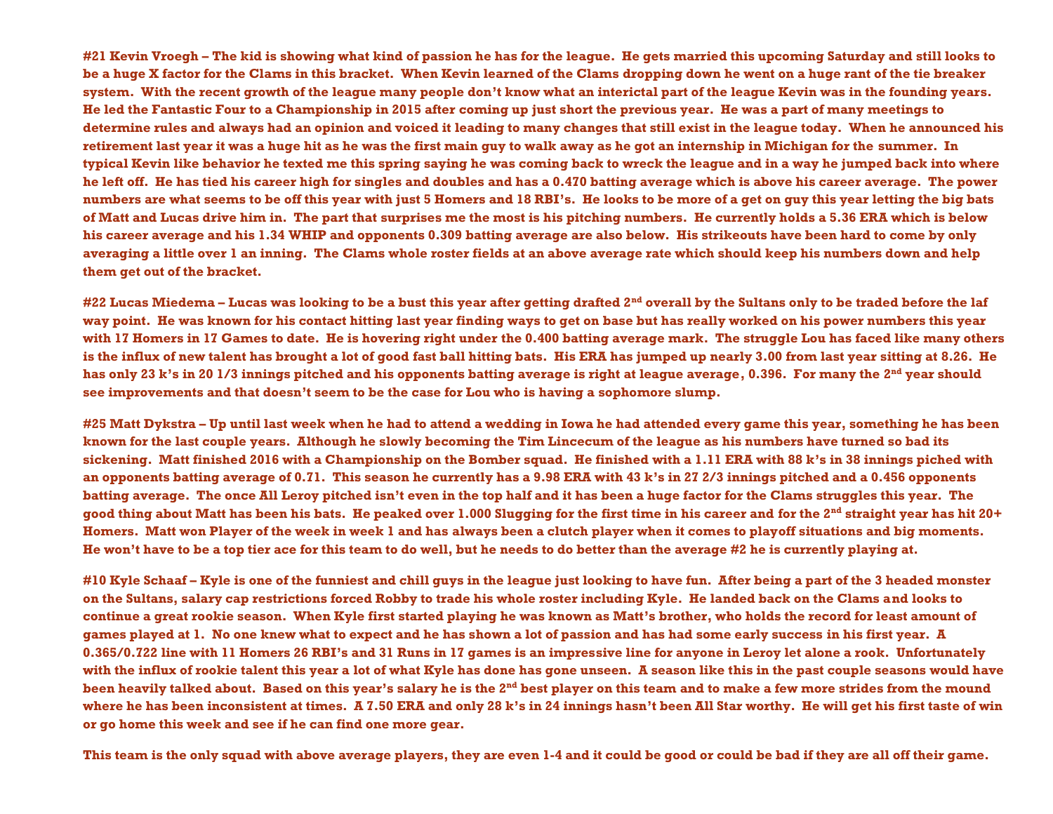**#21 Kevin Vroegh – The kid is showing what kind of passion he has for the league. He gets married this upcoming Saturday and still looks to be a huge X factor for the Clams in this bracket. When Kevin learned of the Clams dropping down he went on a huge rant of the tie breaker system. With the recent growth of the league many people don't know what an interictal part of the league Kevin was in the founding years. He led the Fantastic Four to a Championship in 2015 after coming up just short the previous year. He was a part of many meetings to determine rules and always had an opinion and voiced it leading to many changes that still exist in the league today. When he announced his retirement last year it was a huge hit as he was the first main guy to walk away as he got an internship in Michigan for the summer. In typical Kevin like behavior he texted me this spring saying he was coming back to wreck the league and in a way he jumped back into where he left off. He has tied his career high for singles and doubles and has a 0.470 batting average which is above his career average. The power numbers are what seems to be off this year with just 5 Homers and 18 RBI's. He looks to be more of a get on guy this year letting the big bats of Matt and Lucas drive him in. The part that surprises me the most is his pitching numbers. He currently holds a 5.36 ERA which is below his career average and his 1.34 WHIP and opponents 0.309 batting average are also below. His strikeouts have been hard to come by only averaging a little over 1 an inning. The Clams whole roster fields at an above average rate which should keep his numbers down and help them get out of the bracket.**

**#22 Lucas Miedema – Lucas was looking to be a bust this year after getting drafted 2nd overall by the Sultans only to be traded before the laf way point. He was known for his contact hitting last year finding ways to get on base but has really worked on his power numbers this year with 17 Homers in 17 Games to date. He is hovering right under the 0.400 batting average mark. The struggle Lou has faced like many others is the influx of new talent has brought a lot of good fast ball hitting bats. His ERA has jumped up nearly 3.00 from last year sitting at 8.26. He has only 23 k's in 20 1/3 innings pitched and his opponents batting average is right at league average, 0.396. For many the 2nd year should see improvements and that doesn't seem to be the case for Lou who is having a sophomore slump.**

**#25 Matt Dykstra – Up until last week when he had to attend a wedding in Iowa he had attended every game this year, something he has been known for the last couple years. Although he slowly becoming the Tim Lincecum of the league as his numbers have turned so bad its sickening. Matt finished 2016 with a Championship on the Bomber squad. He finished with a 1.11 ERA with 88 k's in 38 innings piched with an opponents batting average of 0.71. This season he currently has a 9.98 ERA with 43 k's in 27 2/3 innings pitched and a 0.456 opponents batting average. The once All Leroy pitched isn't even in the top half and it has been a huge factor for the Clams struggles this year. The good thing about Matt has been his bats. He peaked over 1.000 Slugging for the first time in his career and for the 2nd straight year has hit 20+ Homers. Matt won Player of the week in week 1 and has always been a clutch player when it comes to playoff situations and big moments. He won't have to be a top tier ace for this team to do well, but he needs to do better than the average #2 he is currently playing at.**

**#10 Kyle Schaaf – Kyle is one of the funniest and chill guys in the league just looking to have fun. After being a part of the 3 headed monster on the Sultans, salary cap restrictions forced Robby to trade his whole roster including Kyle. He landed back on the Clams and looks to continue a great rookie season. When Kyle first started playing he was known as Matt's brother, who holds the record for least amount of games played at 1. No one knew what to expect and he has shown a lot of passion and has had some early success in his first year. A 0.365/0.722 line with 11 Homers 26 RBI's and 31 Runs in 17 games is an impressive line for anyone in Leroy let alone a rook. Unfortunately with the influx of rookie talent this year a lot of what Kyle has done has gone unseen. A season like this in the past couple seasons would have been heavily talked about. Based on this year's salary he is the 2nd best player on this team and to make a few more strides from the mound where he has been inconsistent at times. A 7.50 ERA and only 28 k's in 24 innings hasn't been All Star worthy. He will get his first taste of win or go home this week and see if he can find one more gear.**

**This team is the only squad with above average players, they are even 1-4 and it could be good or could be bad if they are all off their game.**